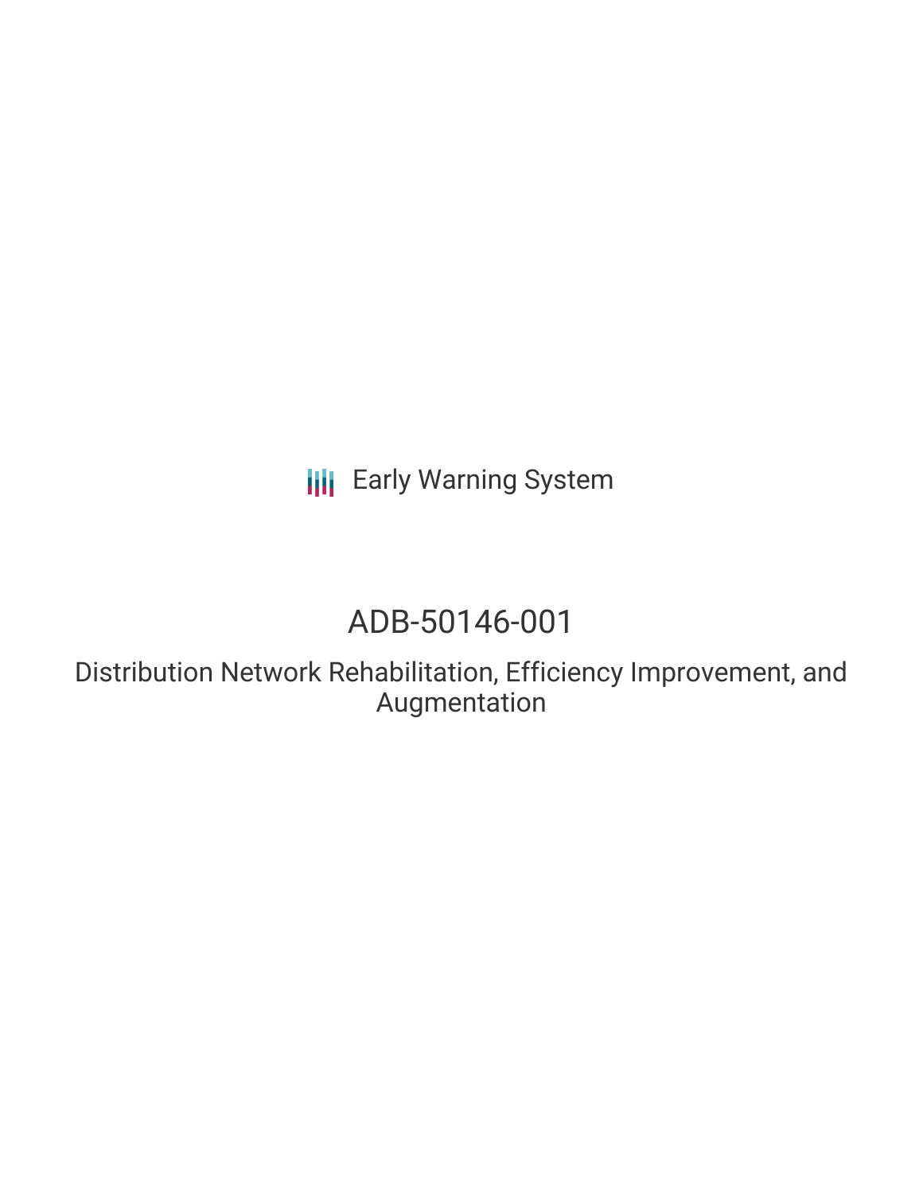Early Warning System

# ADB-50146-001

## Distribution Network Rehabilitation, Efficiency Improvement, and Augmentation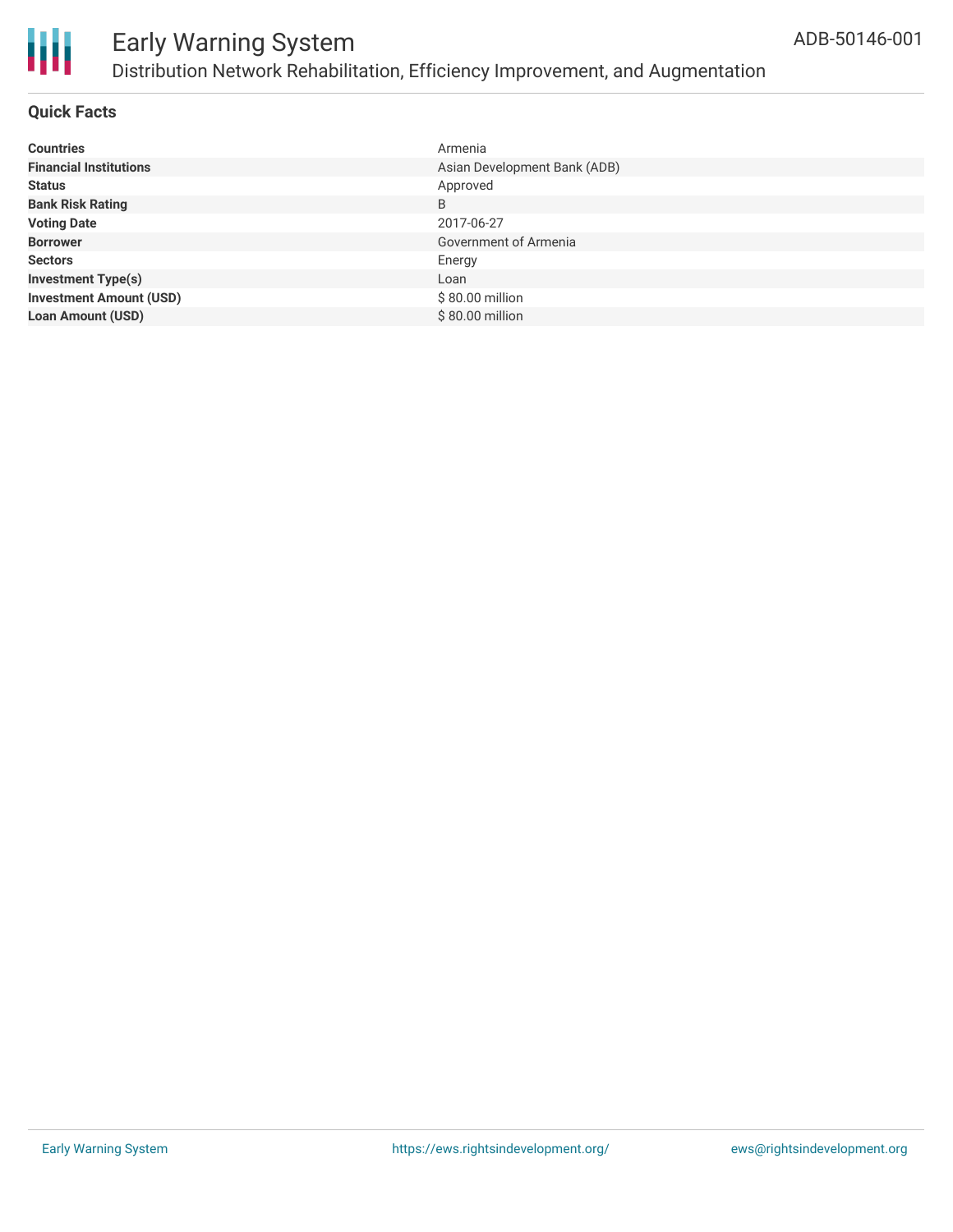## Quick Facts

| | |
|---|---|
| **Countries** | Armenia |
| **Financial Institutions** | Asian Development Bank (ADB) |
| **Status** | Approved |
| **Bank Risk Rating** | B |
| **Voting Date** | 2017-06-27 |
| **Borrower** | Government of Armenia |
| **Sectors** | Energy |
| **Investment Type(s)** | Loan |
| **Investment Amount (USD)** | $ 80.00 million |
| **Loan Amount (USD)** | $ 80.00 million |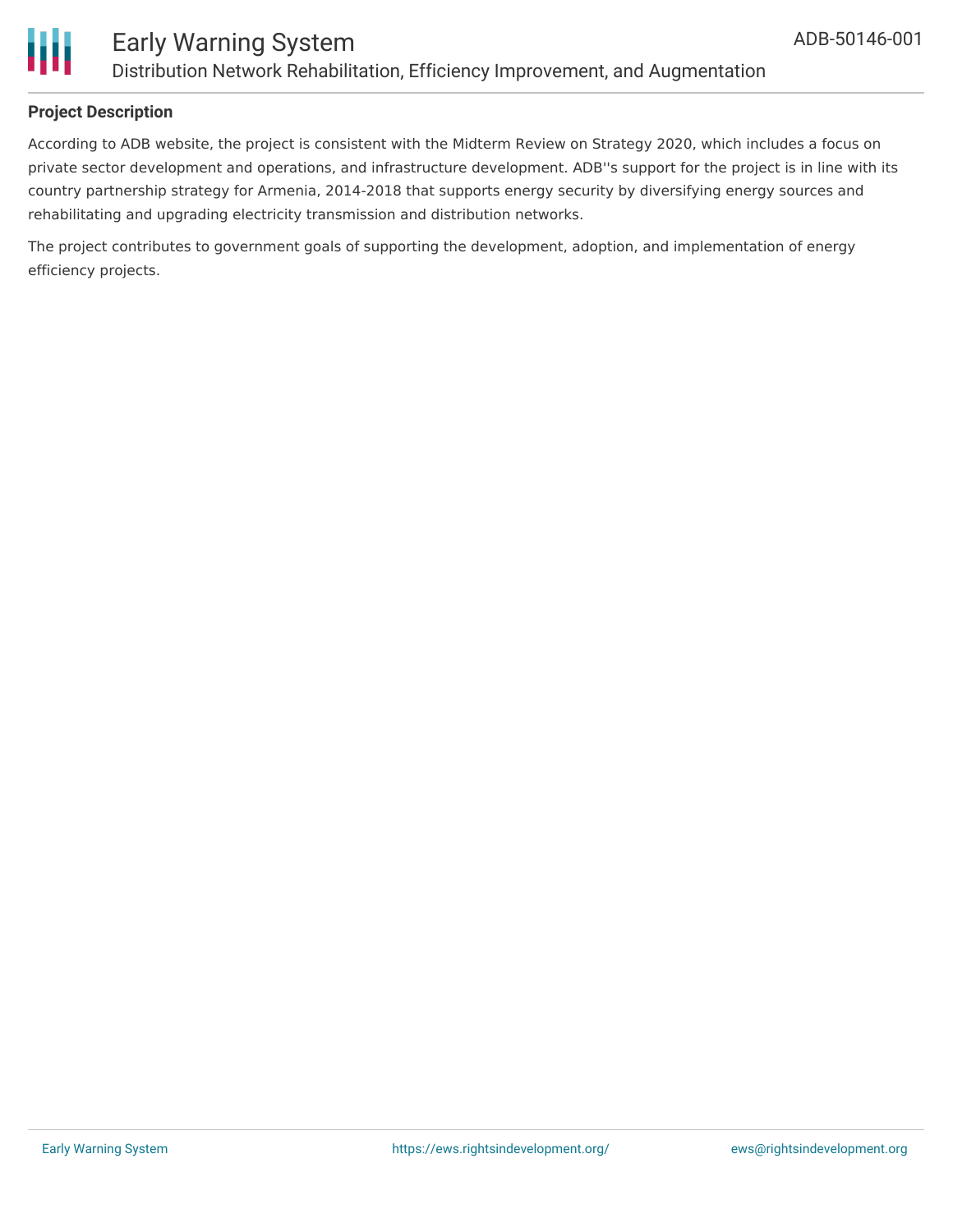**Project Description**

According to ADB website, the project is consistent with the Midterm Review on Strategy 2020, which includes a focus on private sector development and operations, and infrastructure development. ADB''s support for the project is in line with its country partnership strategy for Armenia, 2014-2018 that supports energy security by diversifying energy sources and rehabilitating and upgrading electricity transmission and distribution networks.

The project contributes to government goals of supporting the development, adoption, and implementation of energy efficiency projects.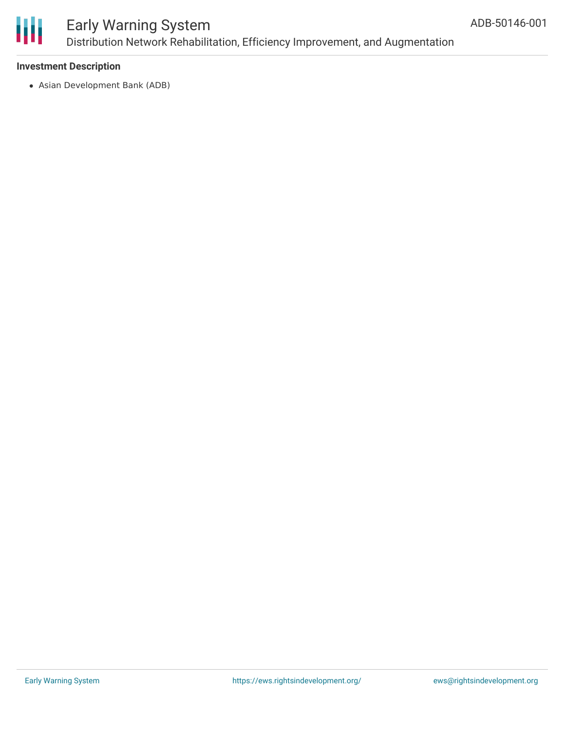### Investment Description

- Asian Development Bank (ADB)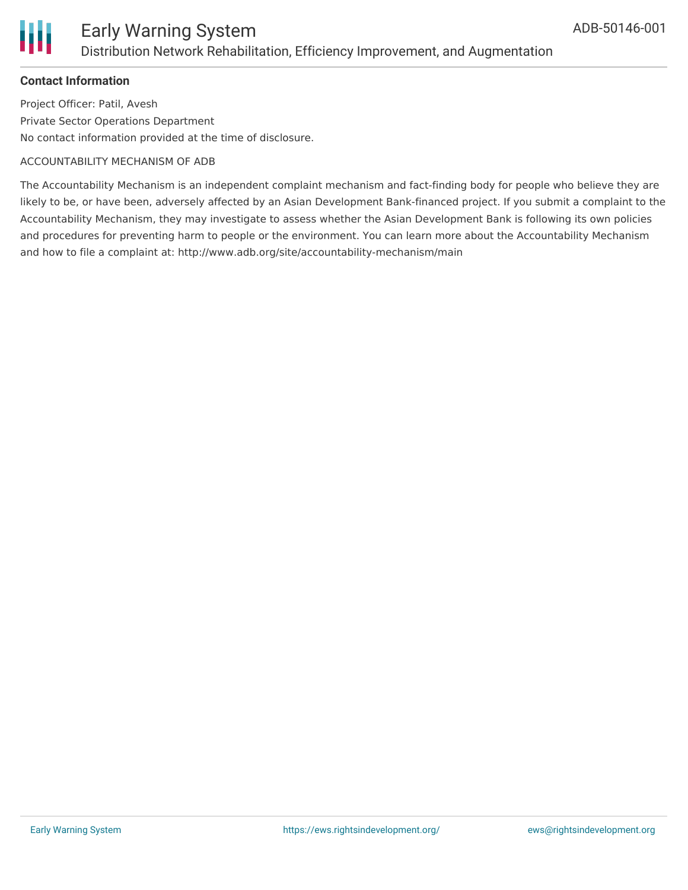**Contact Information**

Project Officer: Patil, Avesh

Private Sector Operations Department

No contact information provided at the time of disclosure.

ACCOUNTABILITY MECHANISM OF ADB

The Accountability Mechanism is an independent complaint mechanism and fact-finding body for people who believe they are likely to be, or have been, adversely affected by an Asian Development Bank-financed project. If you submit a complaint to the Accountability Mechanism, they may investigate to assess whether the Asian Development Bank is following its own policies and procedures for preventing harm to people or the environment. You can learn more about the Accountability Mechanism and how to file a complaint at: http://www.adb.org/site/accountability-mechanism/main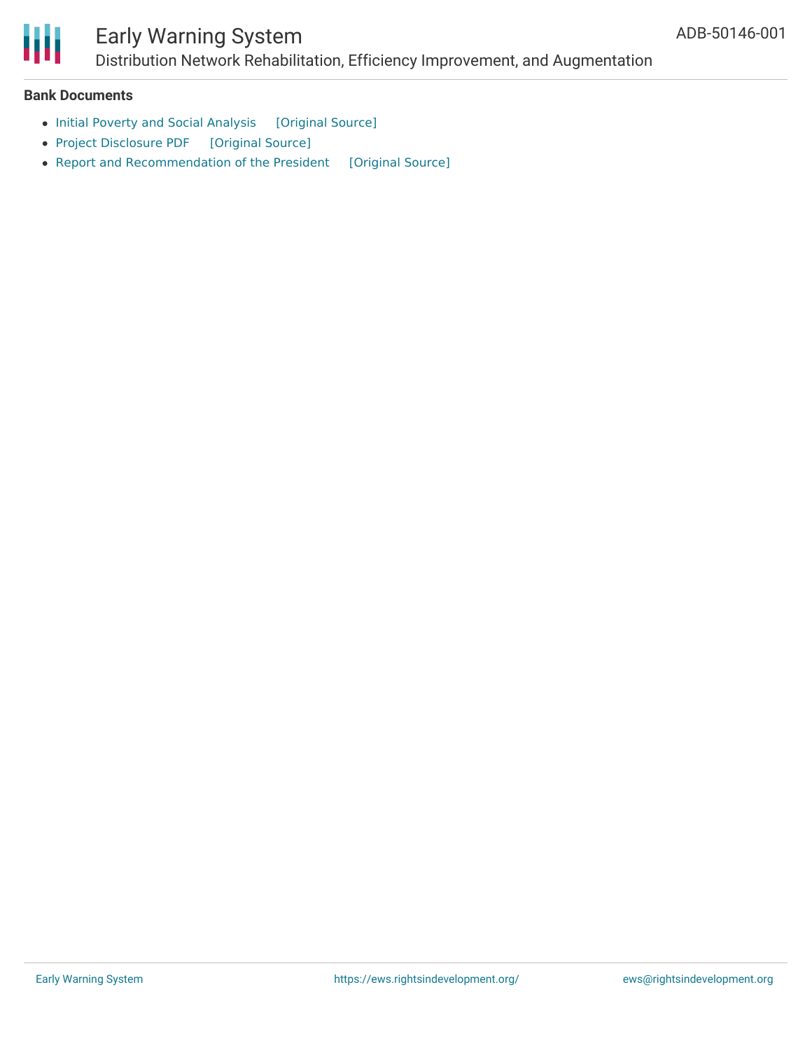## Bank Documents

- Initial Poverty and Social Analysis [Original Source]
- Project Disclosure PDF [Original Source]
- Report and Recommendation of the President [Original Source]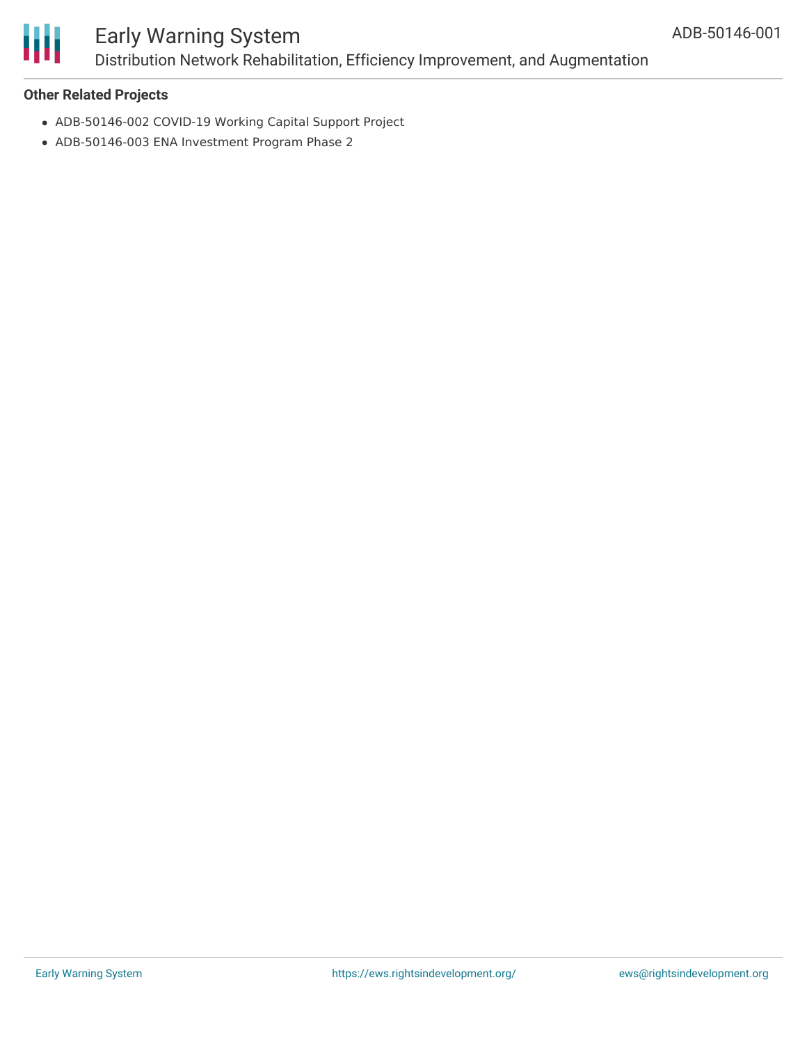**Other Related Projects**

- ADB-50146-002 COVID-19 Working Capital Support Project
- ADB-50146-003 ENA Investment Program Phase 2